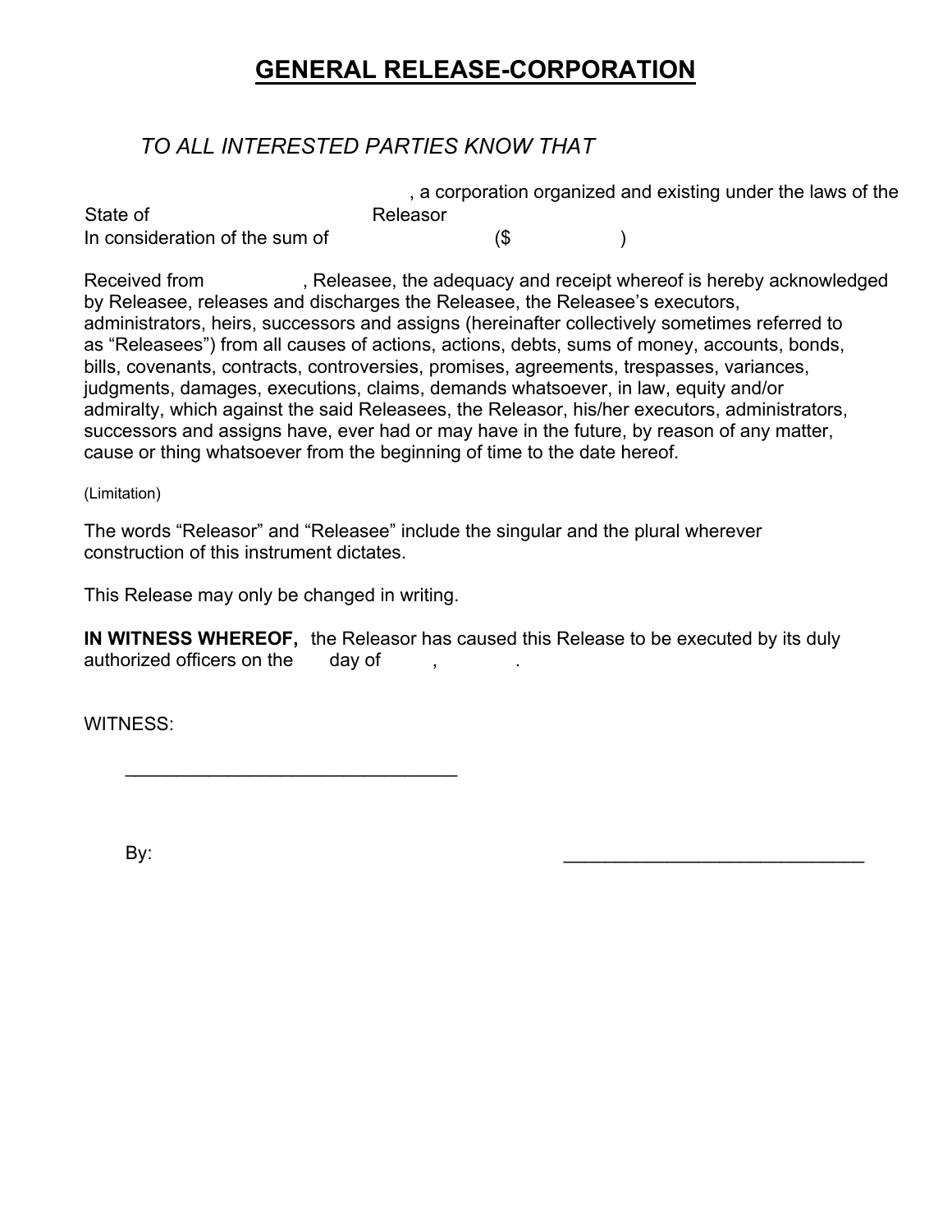# GENERAL RELEASE-CORPORATION

*TO ALL INTERESTED PARTIES KNOW THAT*

, a corporation organized and existing under the laws of the State of Releasor
In consideration of the sum of ($ )

Received from , Releasee, the adequacy and receipt whereof is hereby acknowledged by Releasee, releases and discharges the Releasee, the Releasee's executors, administrators, heirs, successors and assigns (hereinafter collectively sometimes referred to as "Releasees") from all causes of actions, actions, debts, sums of money, accounts, bonds, bills, covenants, contracts, controversies, promises, agreements, trespasses, variances, judgments, damages, executions, claims, demands whatsoever, in law, equity and/or admiralty, which against the said Releasees, the Releasor, his/her executors, administrators, successors and assigns have, ever had or may have in the future, by reason of any matter, cause or thing whatsoever from the beginning of time to the date hereof.

(Limitation)

The words "Releasor" and "Releasee" include the singular and the plural wherever construction of this instrument dictates.

This Release may only be changed in writing.

**IN WITNESS WHEREOF,** the Releasor has caused this Release to be executed by its duly authorized officers on the day of , .

WITNESS:

________________________________

By: ______________________________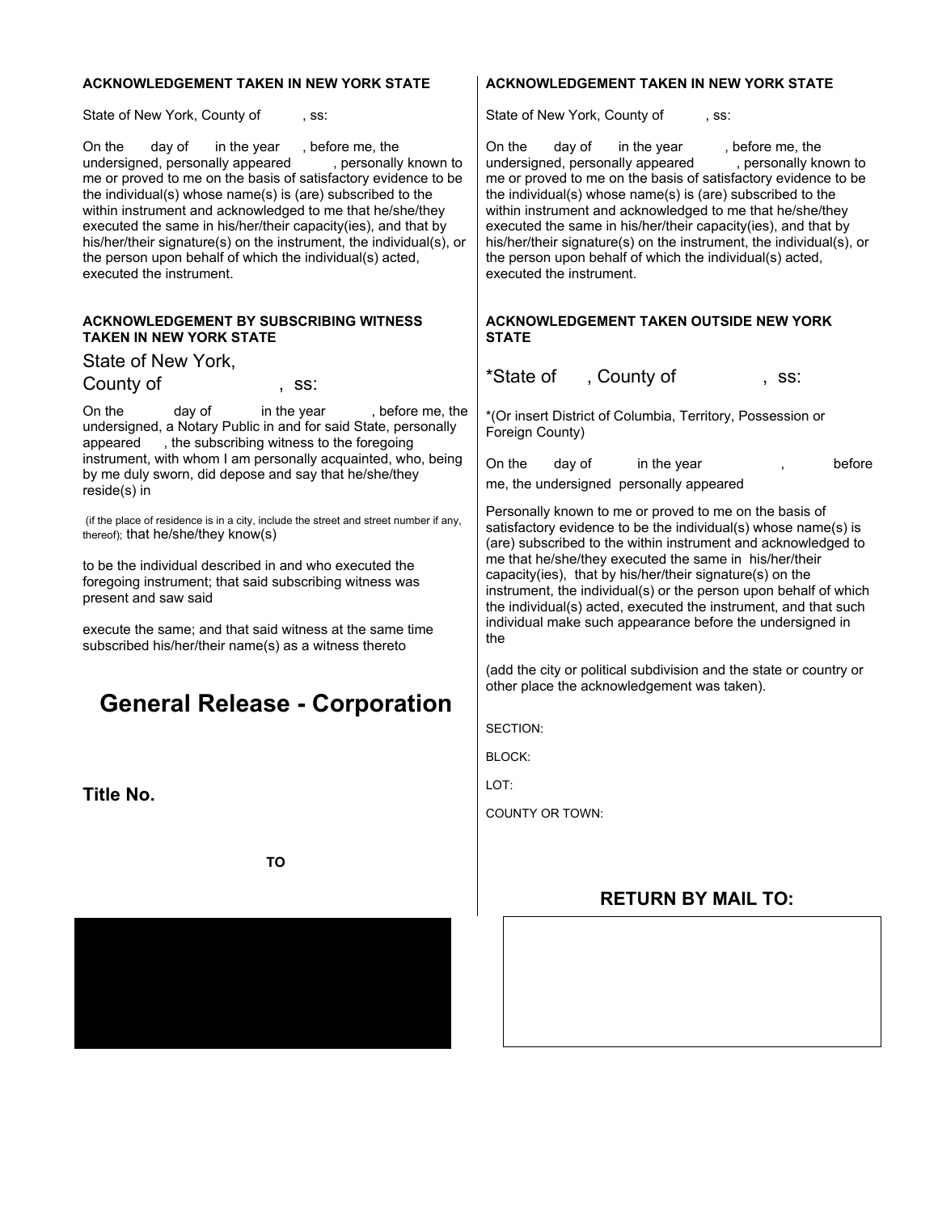**ACKNOWLEDGEMENT TAKEN IN NEW YORK STATE**

State of New York, County of , ss:

On the day of in the year , before me, the undersigned, personally appeared , personally known to me or proved to me on the basis of satisfactory evidence to be the individual(s) whose name(s) is (are) subscribed to the within instrument and acknowledged to me that he/she/they executed the same in his/her/their capacity(ies), and that by his/her/their signature(s) on the instrument, the individual(s), or the person upon behalf of which the individual(s) acted, executed the instrument.

**ACKNOWLEDGEMENT BY SUBSCRIBING WITNESS TAKEN IN NEW YORK STATE**

State of New York,
County of , ss:

On the day of in the year , before me, the undersigned, a Notary Public in and for said State, personally appeared , the subscribing witness to the foregoing instrument, with whom I am personally acquainted, who, being by me duly sworn, did depose and say that he/she/they reside(s) in

(if the place of residence is in a city, include the street and street number if any, thereof); that he/she/they know(s)

to be the individual described in and who executed the foregoing instrument; that said subscribing witness was present and saw said

execute the same; and that said witness at the same time subscribed his/her/their name(s) as a witness thereto

# General Release - Corporation

**Title No.**

**TO**

**ACKNOWLEDGEMENT TAKEN IN NEW YORK STATE**

State of New York, County of , ss:

On the day of in the year , before me, the undersigned, personally appeared , personally known to me or proved to me on the basis of satisfactory evidence to be the individual(s) whose name(s) is (are) subscribed to the within instrument and acknowledged to me that he/she/they executed the same in his/her/their capacity(ies), and that by his/her/their signature(s) on the instrument, the individual(s), or the person upon behalf of which the individual(s) acted, executed the instrument.

**ACKNOWLEDGEMENT TAKEN OUTSIDE NEW YORK STATE**

*State of , County of , ss:

*(Or insert District of Columbia, Territory, Possession or Foreign County)

On the day of in the year , before me, the undersigned personally appeared

Personally known to me or proved to me on the basis of satisfactory evidence to be the individual(s) whose name(s) is (are) subscribed to the within instrument and acknowledged to me that he/she/they executed the same in his/her/their capacity(ies), that by his/her/their signature(s) on the instrument, the individual(s) or the person upon behalf of which the individual(s) acted, executed the instrument, and that such individual make such appearance before the undersigned in the

(add the city or political subdivision and the state or country or other place the acknowledgement was taken).

SECTION:

BLOCK:

LOT:

COUNTY OR TOWN:

**RETURN BY MAIL TO:**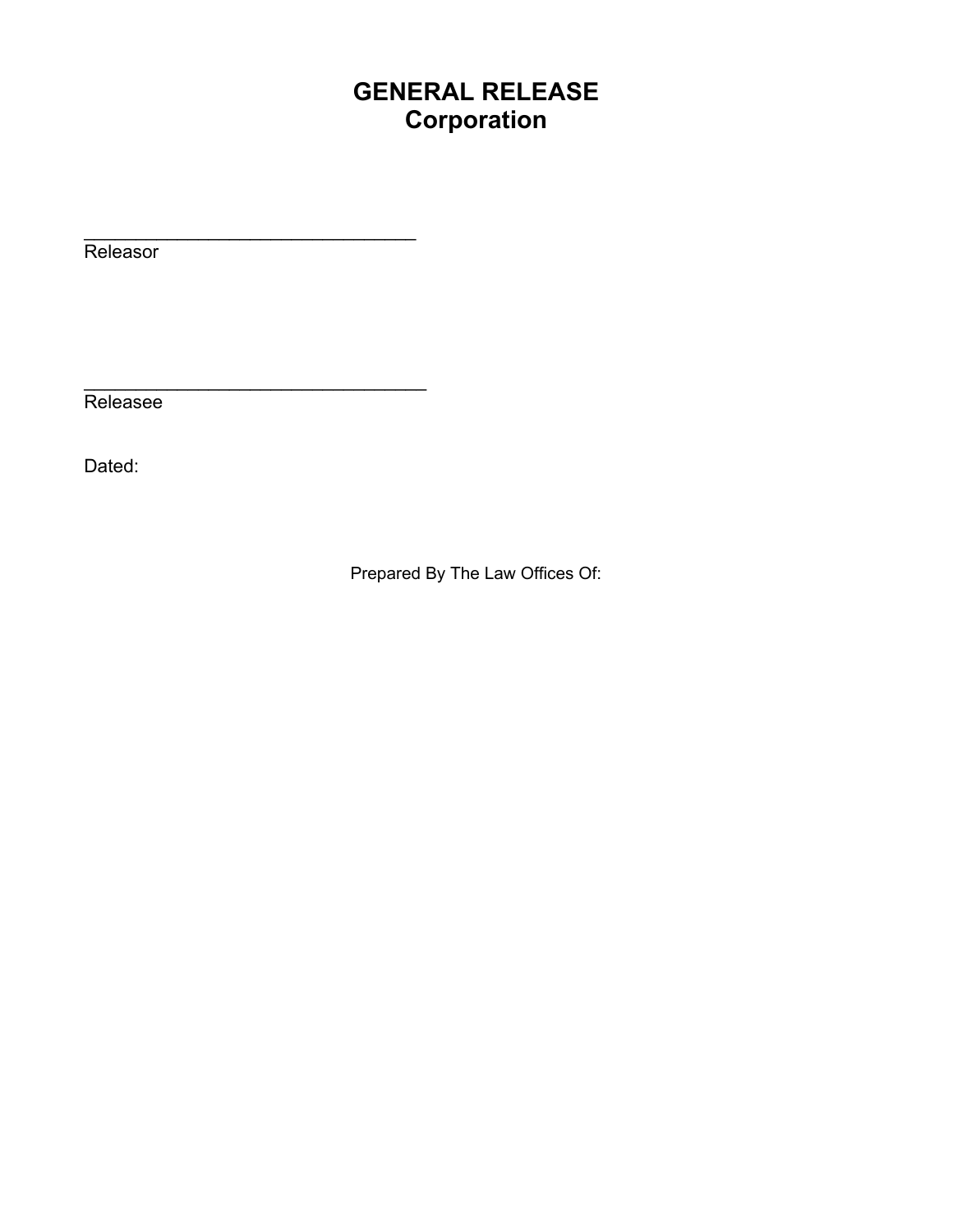# GENERAL RELEASE
## Corporation

________________________________
Releasor

_________________________________
Releasee

Dated:

Prepared By The Law Offices Of: